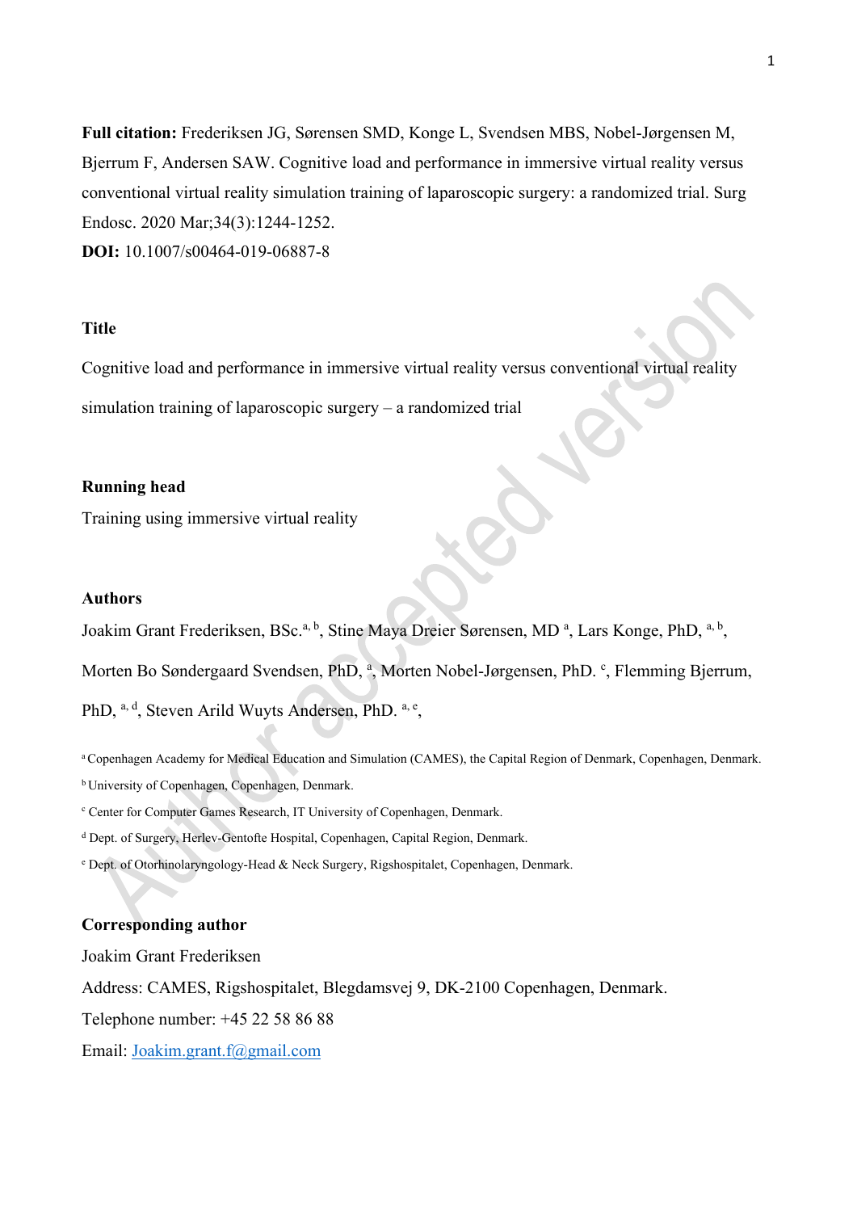**Full citation:** Frederiksen JG, Sørensen SMD, Konge L, Svendsen MBS, Nobel-Jørgensen M, Bjerrum F, Andersen SAW. Cognitive load and performance in immersive virtual reality versus conventional virtual reality simulation training of laparoscopic surgery: a randomized trial. Surg Endosc. 2020 Mar;34(3):1244-1252.

**DOI:** 10.1007/s00464-019-06887-8

## Title

Cognitive load and performance in immersive virtual reality versus conventional virtual reality simulation training of laparoscopic surgery – a randomized trial

## Running head

Training using immersive virtual reality

## Authors

Joakim Grant Frederiksen, BSc.[a, b], Stine Maya Dreier Sørensen, MD [a], Lars Konge, PhD, [a, b], Morten Bo Søndergaard Svendsen, PhD, [a], Morten Nobel-Jørgensen, PhD. [c], Flemming Bjerrum, PhD, [a, d], Steven Arild Wuyts Andersen, PhD. [a, e],

[a] Copenhagen Academy for Medical Education and Simulation (CAMES), the Capital Region of Denmark, Copenhagen, Denmark.

[b] University of Copenhagen, Copenhagen, Denmark.

[c] Center for Computer Games Research, IT University of Copenhagen, Denmark.

[d] Dept. of Surgery, Herlev-Gentofte Hospital, Copenhagen, Capital Region, Denmark.

[e] Dept. of Otorhinolaryngology-Head & Neck Surgery, Rigshospitalet, Copenhagen, Denmark.

## Corresponding author

Joakim Grant Frederiksen

Address: CAMES, Rigshospitalet, Blegdamsvej 9, DK-2100 Copenhagen, Denmark.

Telephone number: +45 22 58 86 88

Email: Joakim.grant.f@gmail.com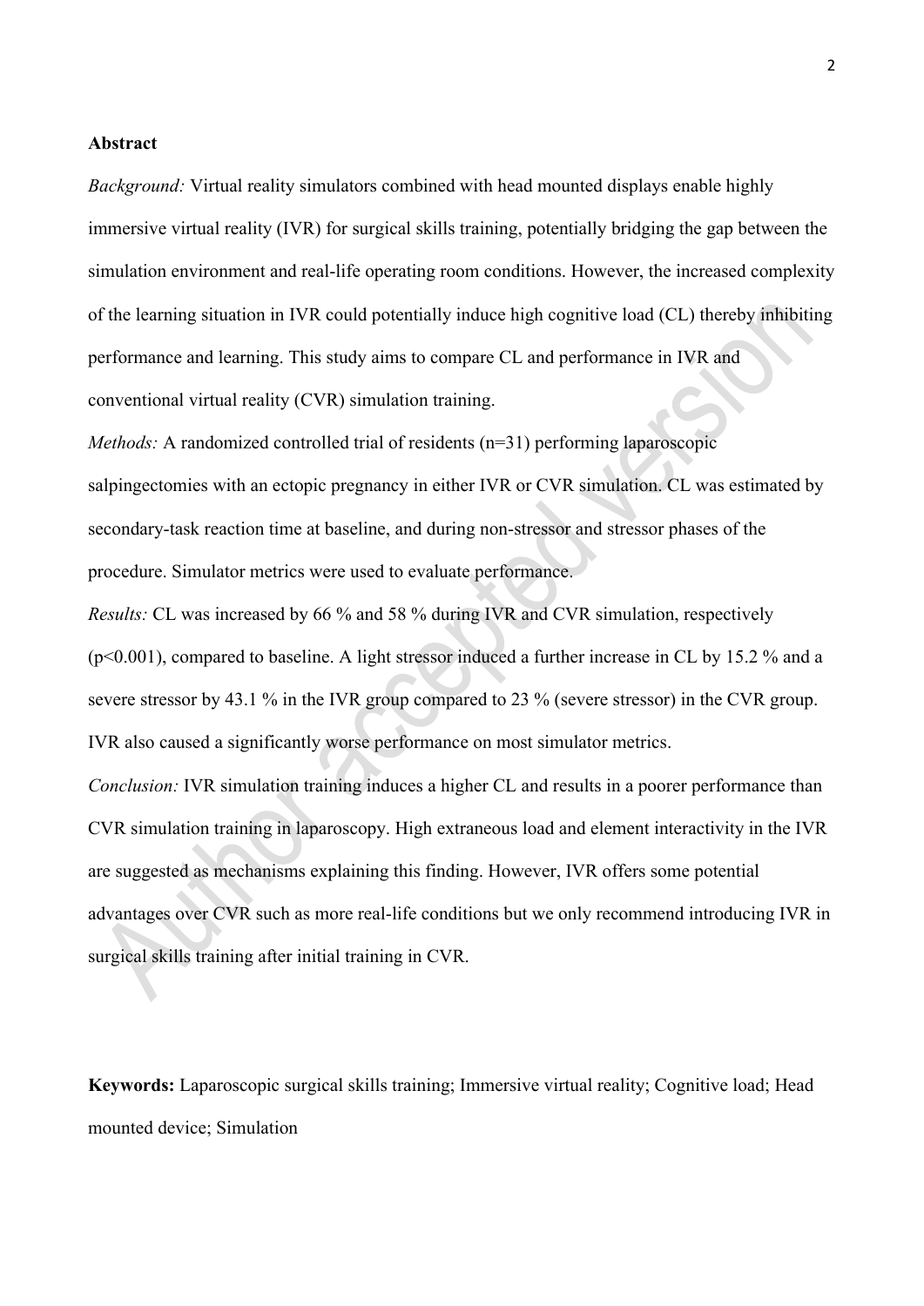**Abstract**

*Background:* Virtual reality simulators combined with head mounted displays enable highly immersive virtual reality (IVR) for surgical skills training, potentially bridging the gap between the simulation environment and real-life operating room conditions. However, the increased complexity of the learning situation in IVR could potentially induce high cognitive load (CL) thereby inhibiting performance and learning. This study aims to compare CL and performance in IVR and conventional virtual reality (CVR) simulation training.

*Methods:* A randomized controlled trial of residents (n=31) performing laparoscopic salpingectomies with an ectopic pregnancy in either IVR or CVR simulation. CL was estimated by secondary-task reaction time at baseline, and during non-stressor and stressor phases of the procedure. Simulator metrics were used to evaluate performance.

*Results:* CL was increased by 66 % and 58 % during IVR and CVR simulation, respectively ($p<0.001$), compared to baseline. A light stressor induced a further increase in CL by 15.2 % and a severe stressor by 43.1 % in the IVR group compared to 23 % (severe stressor) in the CVR group. IVR also caused a significantly worse performance on most simulator metrics.

*Conclusion:* IVR simulation training induces a higher CL and results in a poorer performance than CVR simulation training in laparoscopy. High extraneous load and element interactivity in the IVR are suggested as mechanisms explaining this finding. However, IVR offers some potential advantages over CVR such as more real-life conditions but we only recommend introducing IVR in surgical skills training after initial training in CVR.

**Keywords:** Laparoscopic surgical skills training; Immersive virtual reality; Cognitive load; Head mounted device; Simulation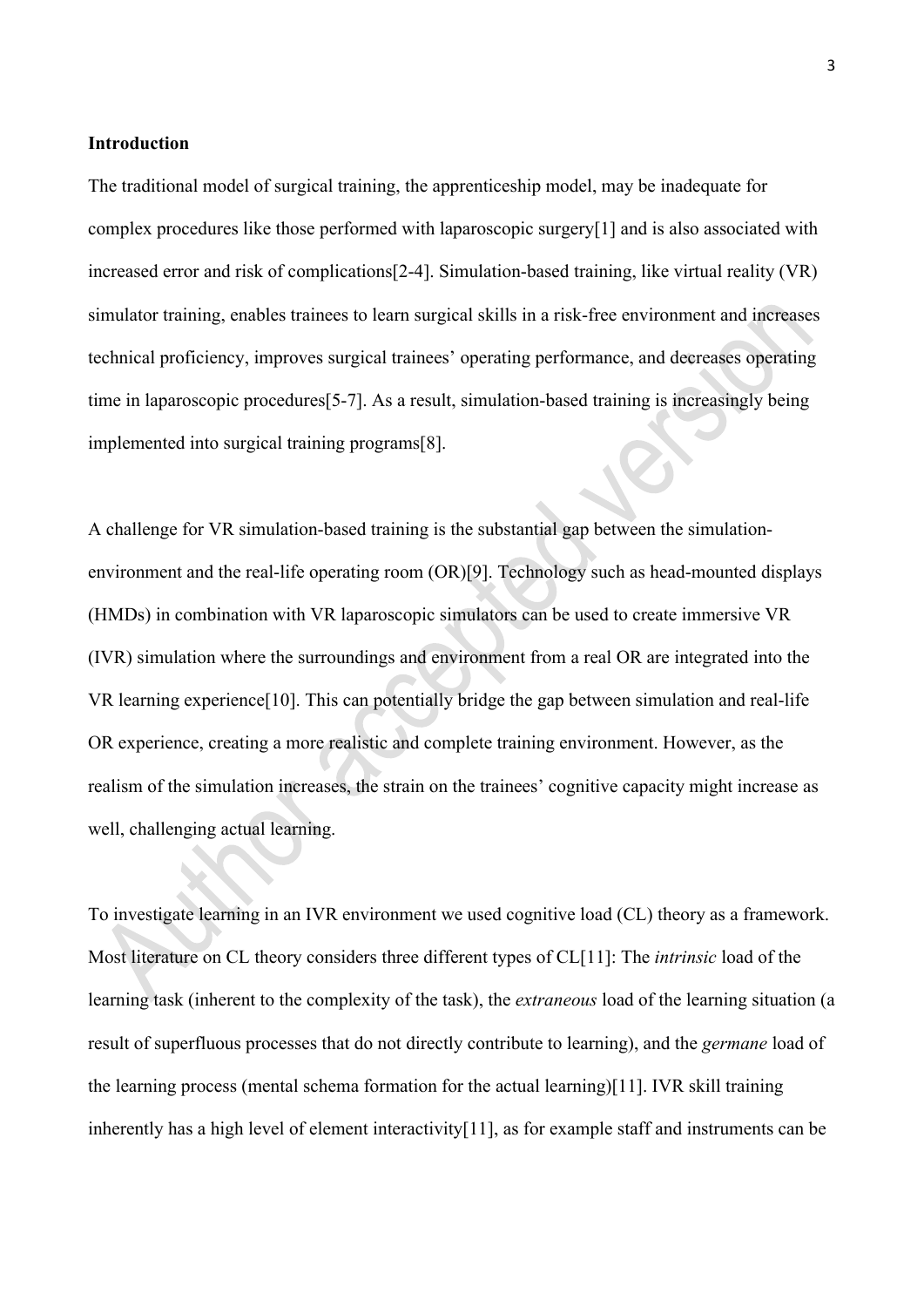## Introduction

The traditional model of surgical training, the apprenticeship model, may be inadequate for complex procedures like those performed with laparoscopic surgery[1] and is also associated with increased error and risk of complications[2-4]. Simulation-based training, like virtual reality (VR) simulator training, enables trainees to learn surgical skills in a risk-free environment and increases technical proficiency, improves surgical trainees' operating performance, and decreases operating time in laparoscopic procedures[5-7]. As a result, simulation-based training is increasingly being implemented into surgical training programs[8].

A challenge for VR simulation-based training is the substantial gap between the simulation-environment and the real-life operating room (OR)[9]. Technology such as head-mounted displays (HMDs) in combination with VR laparoscopic simulators can be used to create immersive VR (IVR) simulation where the surroundings and environment from a real OR are integrated into the VR learning experience[10]. This can potentially bridge the gap between simulation and real-life OR experience, creating a more realistic and complete training environment. However, as the realism of the simulation increases, the strain on the trainees' cognitive capacity might increase as well, challenging actual learning.

To investigate learning in an IVR environment we used cognitive load (CL) theory as a framework. Most literature on CL theory considers three different types of CL[11]: The *intrinsic* load of the learning task (inherent to the complexity of the task), the *extraneous* load of the learning situation (a result of superfluous processes that do not directly contribute to learning), and the *germane* load of the learning process (mental schema formation for the actual learning)[11]. IVR skill training inherently has a high level of element interactivity[11], as for example staff and instruments can be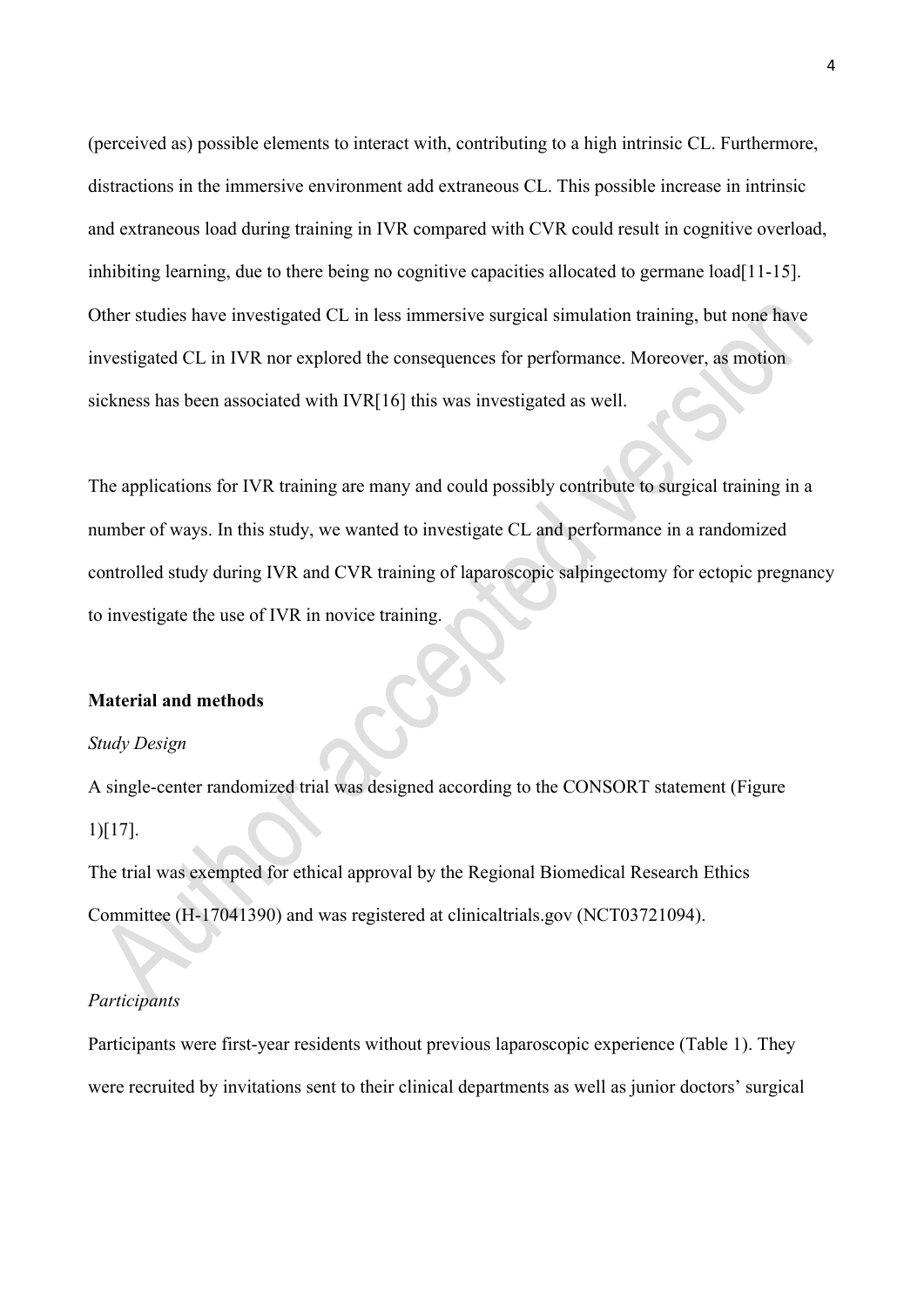(perceived as) possible elements to interact with, contributing to a high intrinsic CL. Furthermore, distractions in the immersive environment add extraneous CL. This possible increase in intrinsic and extraneous load during training in IVR compared with CVR could result in cognitive overload, inhibiting learning, due to there being no cognitive capacities allocated to germane load[11-15]. Other studies have investigated CL in less immersive surgical simulation training, but none have investigated CL in IVR nor explored the consequences for performance. Moreover, as motion sickness has been associated with IVR[16] this was investigated as well.

The applications for IVR training are many and could possibly contribute to surgical training in a number of ways. In this study, we wanted to investigate CL and performance in a randomized controlled study during IVR and CVR training of laparoscopic salpingectomy for ectopic pregnancy to investigate the use of IVR in novice training.

## Material and methods

### *Study Design*

A single-center randomized trial was designed according to the CONSORT statement (Figure 1)[17].

The trial was exempted for ethical approval by the Regional Biomedical Research Ethics Committee (H-17041390) and was registered at clinicaltrials.gov (NCT03721094).

### *Participants*

Participants were first-year residents without previous laparoscopic experience (Table 1). They were recruited by invitations sent to their clinical departments as well as junior doctors' surgical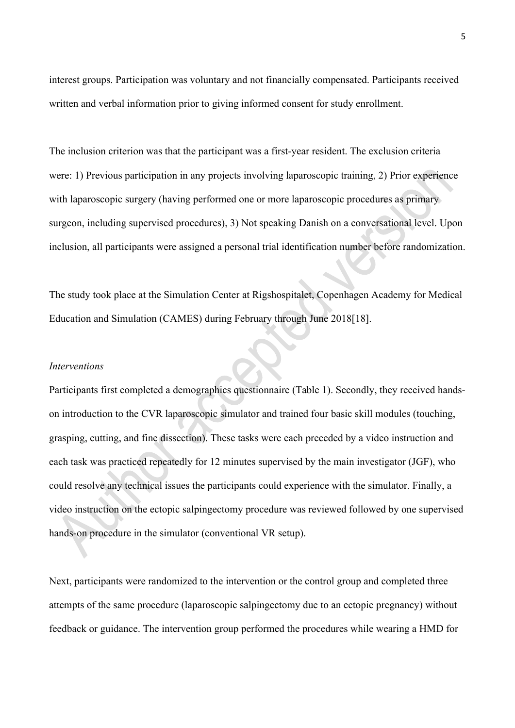interest groups. Participation was voluntary and not financially compensated. Participants received written and verbal information prior to giving informed consent for study enrollment.

The inclusion criterion was that the participant was a first-year resident. The exclusion criteria were: 1) Previous participation in any projects involving laparoscopic training, 2) Prior experience with laparoscopic surgery (having performed one or more laparoscopic procedures as primary surgeon, including supervised procedures), 3) Not speaking Danish on a conversational level. Upon inclusion, all participants were assigned a personal trial identification number before randomization.

The study took place at the Simulation Center at Rigshospitalet, Copenhagen Academy for Medical Education and Simulation (CAMES) during February through June 2018[18].

*Interventions*

Participants first completed a demographics questionnaire (Table 1). Secondly, they received hands-on introduction to the CVR laparoscopic simulator and trained four basic skill modules (touching, grasping, cutting, and fine dissection). These tasks were each preceded by a video instruction and each task was practiced repeatedly for 12 minutes supervised by the main investigator (JGF), who could resolve any technical issues the participants could experience with the simulator. Finally, a video instruction on the ectopic salpingectomy procedure was reviewed followed by one supervised hands-on procedure in the simulator (conventional VR setup).

Next, participants were randomized to the intervention or the control group and completed three attempts of the same procedure (laparoscopic salpingectomy due to an ectopic pregnancy) without feedback or guidance. The intervention group performed the procedures while wearing a HMD for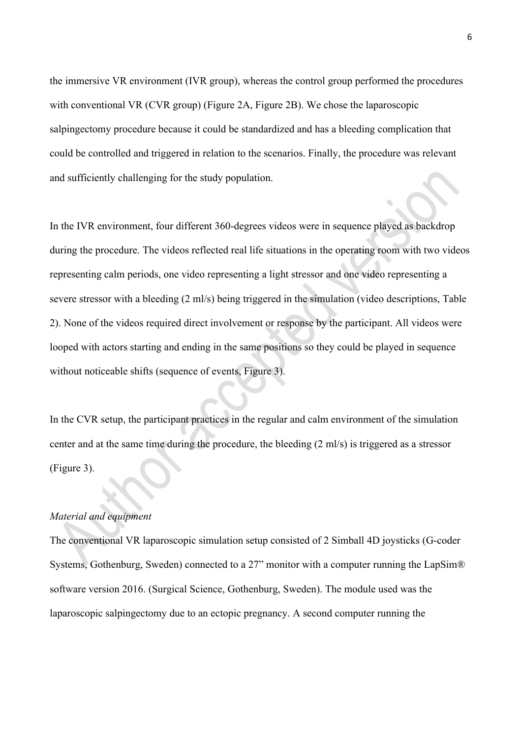the immersive VR environment (IVR group), whereas the control group performed the procedures with conventional VR (CVR group) (Figure 2A, Figure 2B). We chose the laparoscopic salpingectomy procedure because it could be standardized and has a bleeding complication that could be controlled and triggered in relation to the scenarios. Finally, the procedure was relevant and sufficiently challenging for the study population.

In the IVR environment, four different 360-degrees videos were in sequence played as backdrop during the procedure. The videos reflected real life situations in the operating room with two videos representing calm periods, one video representing a light stressor and one video representing a severe stressor with a bleeding (2 ml/s) being triggered in the simulation (video descriptions, Table 2). None of the videos required direct involvement or response by the participant. All videos were looped with actors starting and ending in the same positions so they could be played in sequence without noticeable shifts (sequence of events, Figure 3).

In the CVR setup, the participant practices in the regular and calm environment of the simulation center and at the same time during the procedure, the bleeding (2 ml/s) is triggered as a stressor (Figure 3).

*Material and equipment*

The conventional VR laparoscopic simulation setup consisted of 2 Simball 4D joysticks (G-coder Systems, Gothenburg, Sweden) connected to a 27" monitor with a computer running the LapSim® software version 2016. (Surgical Science, Gothenburg, Sweden). The module used was the laparoscopic salpingectomy due to an ectopic pregnancy. A second computer running the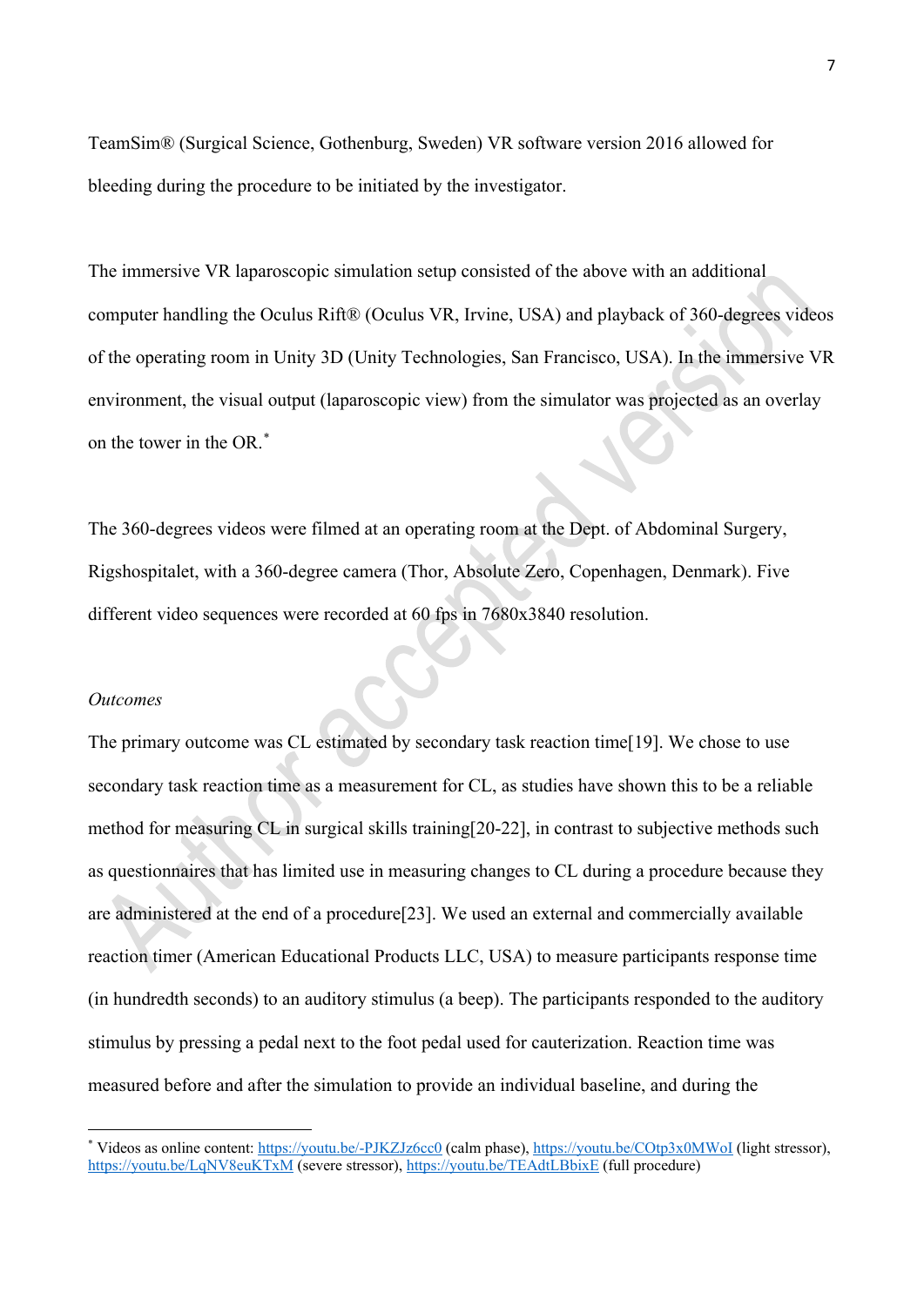TeamSim® (Surgical Science, Gothenburg, Sweden) VR software version 2016 allowed for bleeding during the procedure to be initiated by the investigator.

The immersive VR laparoscopic simulation setup consisted of the above with an additional computer handling the Oculus Rift® (Oculus VR, Irvine, USA) and playback of 360-degrees videos of the operating room in Unity 3D (Unity Technologies, San Francisco, USA). In the immersive VR environment, the visual output (laparoscopic view) from the simulator was projected as an overlay on the tower in the OR.*

The 360-degrees videos were filmed at an operating room at the Dept. of Abdominal Surgery, Rigshospitalet, with a 360-degree camera (Thor, Absolute Zero, Copenhagen, Denmark). Five different video sequences were recorded at 60 fps in 7680x3840 resolution.

*Outcomes*

The primary outcome was CL estimated by secondary task reaction time[19]. We chose to use secondary task reaction time as a measurement for CL, as studies have shown this to be a reliable method for measuring CL in surgical skills training[20-22], in contrast to subjective methods such as questionnaires that has limited use in measuring changes to CL during a procedure because they are administered at the end of a procedure[23]. We used an external and commercially available reaction timer (American Educational Products LLC, USA) to measure participants response time (in hundredth seconds) to an auditory stimulus (a beep). The participants responded to the auditory stimulus by pressing a pedal next to the foot pedal used for cauterization. Reaction time was measured before and after the simulation to provide an individual baseline, and during the

---

* Videos as online content: https://youtu.be/-PJKZJz6cc0 (calm phase), https://youtu.be/COtp3x0MWoI (light stressor), https://youtu.be/LqNV8euKTxM (severe stressor), https://youtu.be/TEAdtLBbixE (full procedure)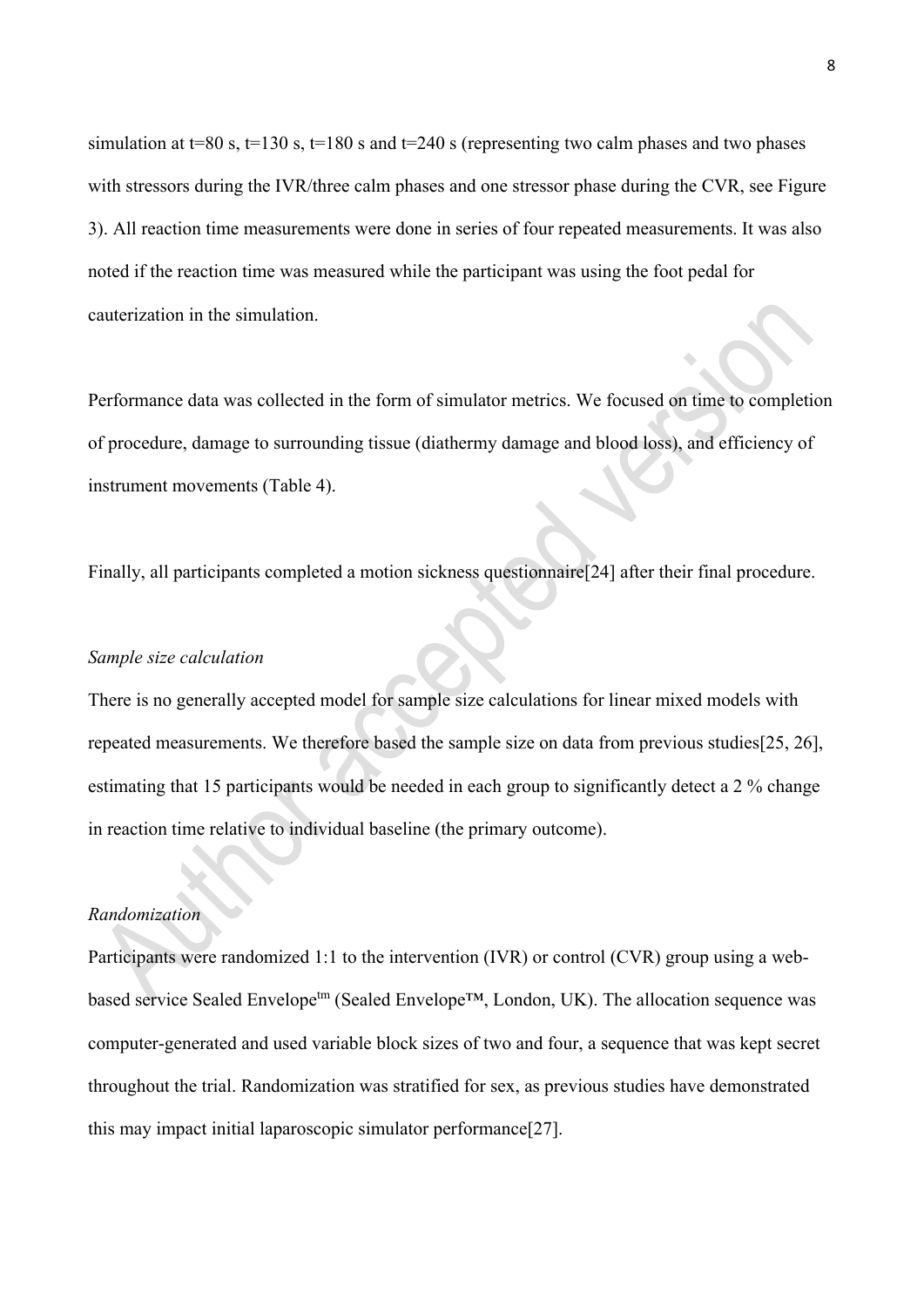simulation at t=80 s, t=130 s, t=180 s and t=240 s (representing two calm phases and two phases with stressors during the IVR/three calm phases and one stressor phase during the CVR, see Figure 3). All reaction time measurements were done in series of four repeated measurements. It was also noted if the reaction time was measured while the participant was using the foot pedal for cauterization in the simulation.

Performance data was collected in the form of simulator metrics. We focused on time to completion of procedure, damage to surrounding tissue (diathermy damage and blood loss), and efficiency of instrument movements (Table 4).

Finally, all participants completed a motion sickness questionnaire[24] after their final procedure.

*Sample size calculation*

There is no generally accepted model for sample size calculations for linear mixed models with repeated measurements. We therefore based the sample size on data from previous studies[25, 26], estimating that 15 participants would be needed in each group to significantly detect a 2 % change in reaction time relative to individual baseline (the primary outcome).

*Randomization*

Participants were randomized 1:1 to the intervention (IVR) or control (CVR) group using a web-based service Sealed Envelope[tm] (Sealed Envelope™, London, UK). The allocation sequence was computer-generated and used variable block sizes of two and four, a sequence that was kept secret throughout the trial. Randomization was stratified for sex, as previous studies have demonstrated this may impact initial laparoscopic simulator performance[27].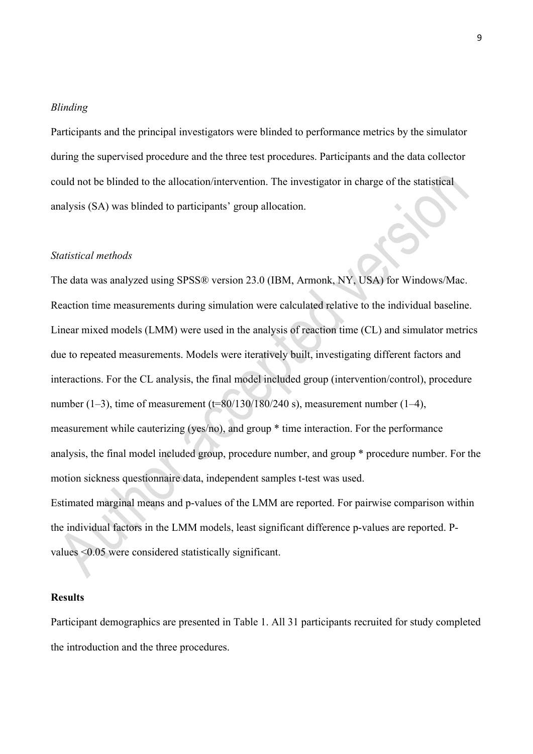*Blinding*

Participants and the principal investigators were blinded to performance metrics by the simulator during the supervised procedure and the three test procedures. Participants and the data collector could not be blinded to the allocation/intervention. The investigator in charge of the statistical analysis (SA) was blinded to participants' group allocation.

*Statistical methods*

The data was analyzed using SPSS® version 23.0 (IBM, Armonk, NY, USA) for Windows/Mac. Reaction time measurements during simulation were calculated relative to the individual baseline. Linear mixed models (LMM) were used in the analysis of reaction time (CL) and simulator metrics due to repeated measurements. Models were iteratively built, investigating different factors and interactions. For the CL analysis, the final model included group (intervention/control), procedure number (1–3), time of measurement (t=80/130/180/240 s), measurement number (1–4), measurement while cauterizing (yes/no), and group * time interaction. For the performance analysis, the final model included group, procedure number, and group * procedure number. For the motion sickness questionnaire data, independent samples t-test was used.

Estimated marginal means and p-values of the LMM are reported. For pairwise comparison within the individual factors in the LMM models, least significant difference p-values are reported. P-values <0.05 were considered statistically significant.

**Results**

Participant demographics are presented in Table 1. All 31 participants recruited for study completed the introduction and the three procedures.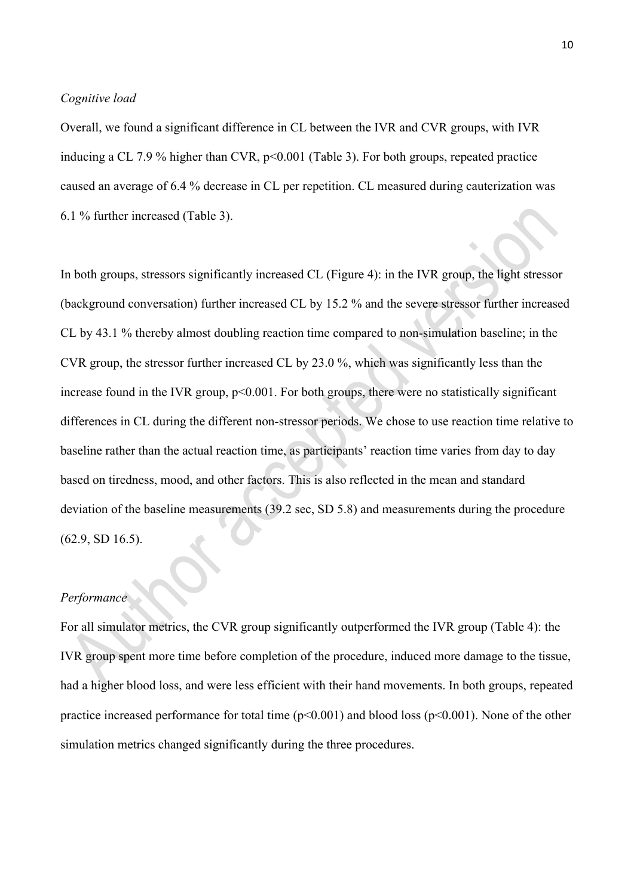*Cognitive load*

Overall, we found a significant difference in CL between the IVR and CVR groups, with IVR inducing a CL 7.9 % higher than CVR, $p<0.001$ (Table 3). For both groups, repeated practice caused an average of 6.4 % decrease in CL per repetition. CL measured during cauterization was 6.1 % further increased (Table 3).

In both groups, stressors significantly increased CL (Figure 4): in the IVR group, the light stressor (background conversation) further increased CL by 15.2 % and the severe stressor further increased CL by 43.1 % thereby almost doubling reaction time compared to non-simulation baseline; in the CVR group, the stressor further increased CL by 23.0 %, which was significantly less than the increase found in the IVR group, $p<0.001$. For both groups, there were no statistically significant differences in CL during the different non-stressor periods. We chose to use reaction time relative to baseline rather than the actual reaction time, as participants' reaction time varies from day to day based on tiredness, mood, and other factors. This is also reflected in the mean and standard deviation of the baseline measurements (39.2 sec, SD 5.8) and measurements during the procedure (62.9, SD 16.5).

*Performance*

For all simulator metrics, the CVR group significantly outperformed the IVR group (Table 4): the IVR group spent more time before completion of the procedure, induced more damage to the tissue, had a higher blood loss, and were less efficient with their hand movements. In both groups, repeated practice increased performance for total time ($p<0.001$) and blood loss ($p<0.001$). None of the other simulation metrics changed significantly during the three procedures.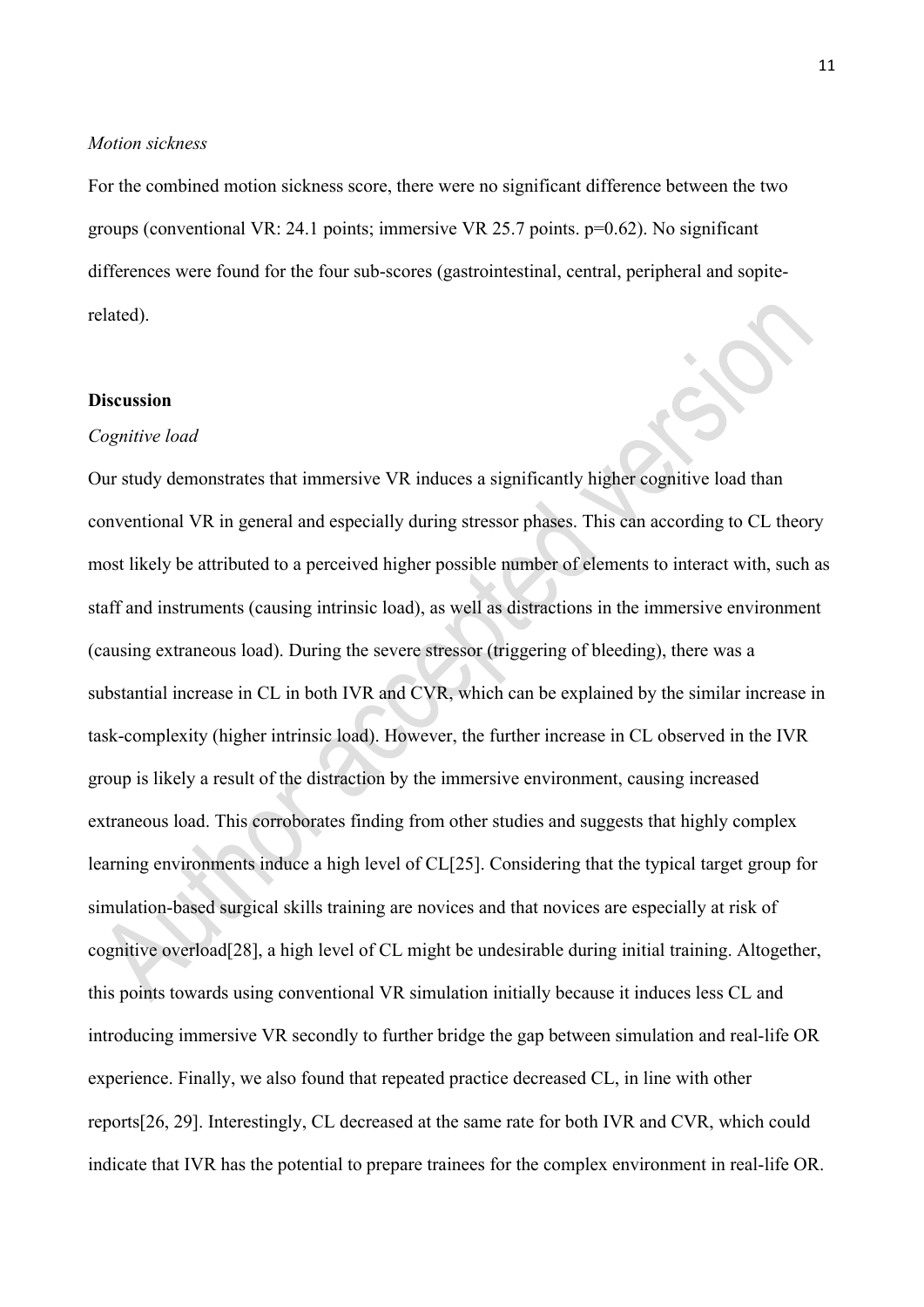*Motion sickness*

For the combined motion sickness score, there were no significant difference between the two groups (conventional VR: 24.1 points; immersive VR 25.7 points. p=0.62). No significant differences were found for the four sub-scores (gastrointestinal, central, peripheral and sopite-related).

## Discussion

*Cognitive load*

Our study demonstrates that immersive VR induces a significantly higher cognitive load than conventional VR in general and especially during stressor phases. This can according to CL theory most likely be attributed to a perceived higher possible number of elements to interact with, such as staff and instruments (causing intrinsic load), as well as distractions in the immersive environment (causing extraneous load). During the severe stressor (triggering of bleeding), there was a substantial increase in CL in both IVR and CVR, which can be explained by the similar increase in task-complexity (higher intrinsic load). However, the further increase in CL observed in the IVR group is likely a result of the distraction by the immersive environment, causing increased extraneous load. This corroborates finding from other studies and suggests that highly complex learning environments induce a high level of CL[25]. Considering that the typical target group for simulation-based surgical skills training are novices and that novices are especially at risk of cognitive overload[28], a high level of CL might be undesirable during initial training. Altogether, this points towards using conventional VR simulation initially because it induces less CL and introducing immersive VR secondly to further bridge the gap between simulation and real-life OR experience. Finally, we also found that repeated practice decreased CL, in line with other reports[26, 29]. Interestingly, CL decreased at the same rate for both IVR and CVR, which could indicate that IVR has the potential to prepare trainees for the complex environment in real-life OR.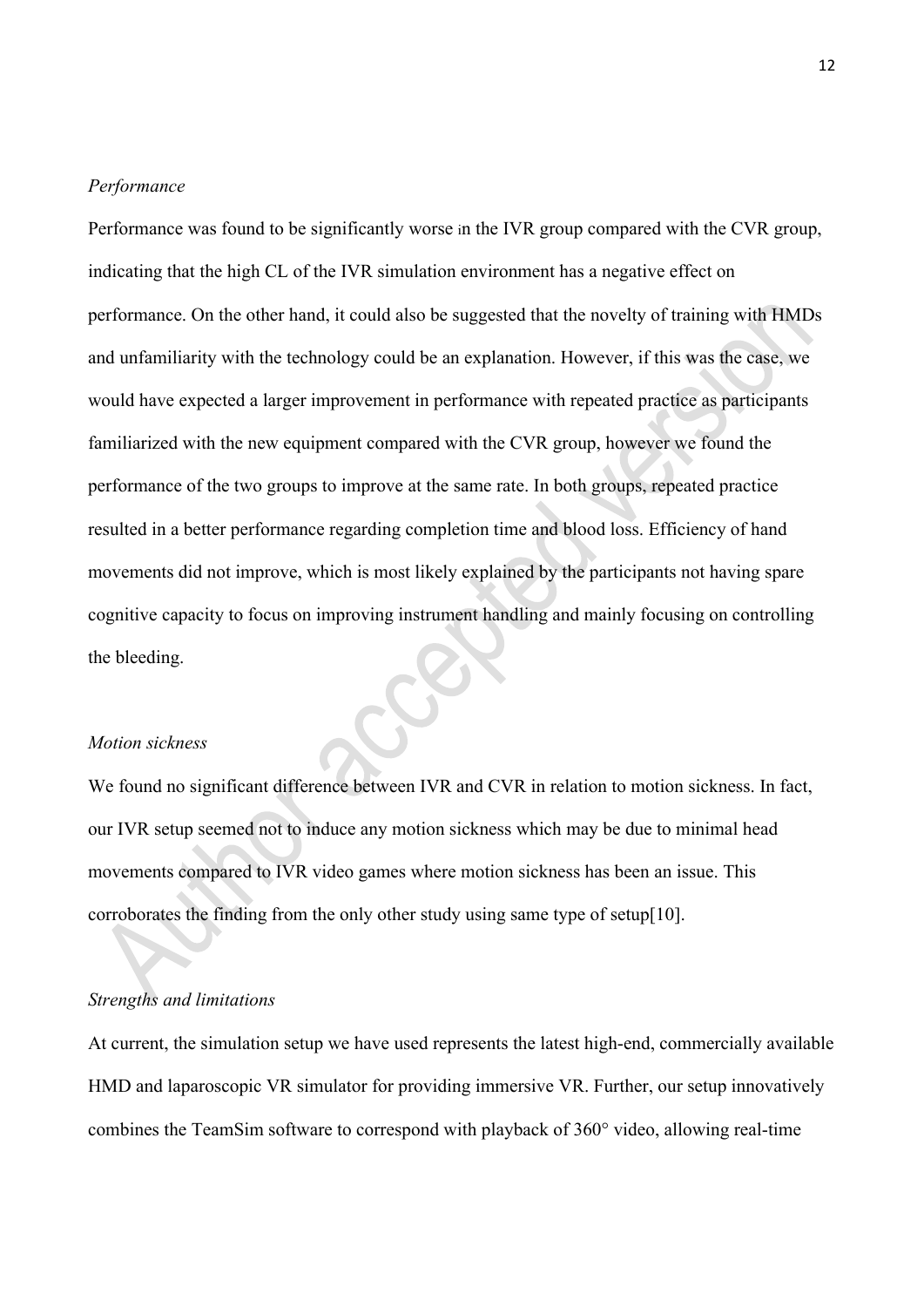*Performance*

Performance was found to be significantly worse in the IVR group compared with the CVR group, indicating that the high CL of the IVR simulation environment has a negative effect on performance. On the other hand, it could also be suggested that the novelty of training with HMDs and unfamiliarity with the technology could be an explanation. However, if this was the case, we would have expected a larger improvement in performance with repeated practice as participants familiarized with the new equipment compared with the CVR group, however we found the performance of the two groups to improve at the same rate. In both groups, repeated practice resulted in a better performance regarding completion time and blood loss. Efficiency of hand movements did not improve, which is most likely explained by the participants not having spare cognitive capacity to focus on improving instrument handling and mainly focusing on controlling the bleeding.

*Motion sickness*

We found no significant difference between IVR and CVR in relation to motion sickness. In fact, our IVR setup seemed not to induce any motion sickness which may be due to minimal head movements compared to IVR video games where motion sickness has been an issue. This corroborates the finding from the only other study using same type of setup[10].

*Strengths and limitations*

At current, the simulation setup we have used represents the latest high-end, commercially available HMD and laparoscopic VR simulator for providing immersive VR. Further, our setup innovatively combines the TeamSim software to correspond with playback of 360° video, allowing real-time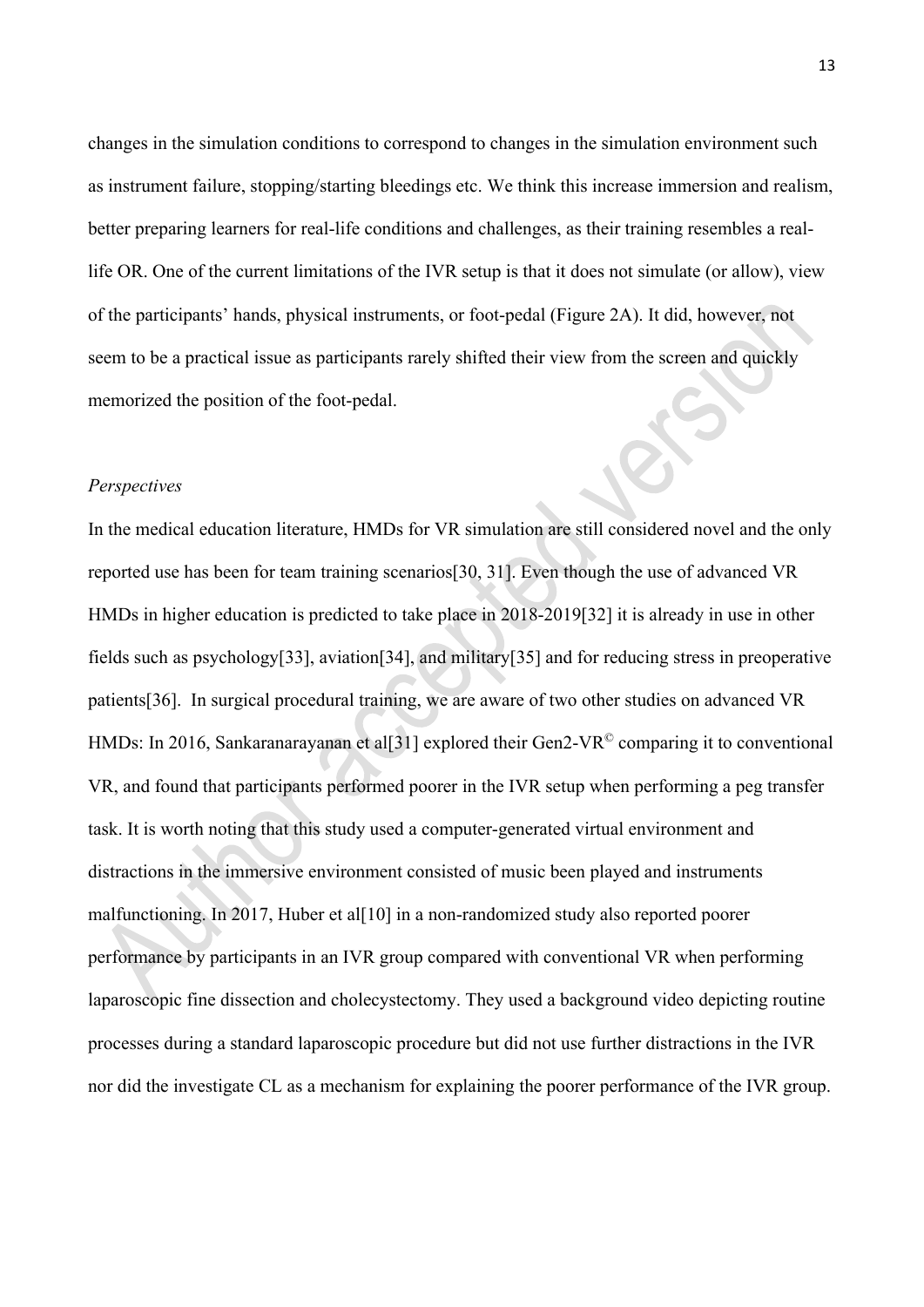changes in the simulation conditions to correspond to changes in the simulation environment such as instrument failure, stopping/starting bleedings etc. We think this increase immersion and realism, better preparing learners for real-life conditions and challenges, as their training resembles a real-life OR. One of the current limitations of the IVR setup is that it does not simulate (or allow), view of the participants' hands, physical instruments, or foot-pedal (Figure 2A). It did, however, not seem to be a practical issue as participants rarely shifted their view from the screen and quickly memorized the position of the foot-pedal.

*Perspectives*

In the medical education literature, HMDs for VR simulation are still considered novel and the only reported use has been for team training scenarios[30, 31]. Even though the use of advanced VR HMDs in higher education is predicted to take place in 2018-2019[32] it is already in use in other fields such as psychology[33], aviation[34], and military[35] and for reducing stress in preoperative patients[36]. In surgical procedural training, we are aware of two other studies on advanced VR HMDs: In 2016, Sankaranarayanan et al[31] explored their Gen2-VR© comparing it to conventional VR, and found that participants performed poorer in the IVR setup when performing a peg transfer task. It is worth noting that this study used a computer-generated virtual environment and distractions in the immersive environment consisted of music been played and instruments malfunctioning. In 2017, Huber et al[10] in a non-randomized study also reported poorer performance by participants in an IVR group compared with conventional VR when performing laparoscopic fine dissection and cholecystectomy. They used a background video depicting routine processes during a standard laparoscopic procedure but did not use further distractions in the IVR nor did the investigate CL as a mechanism for explaining the poorer performance of the IVR group.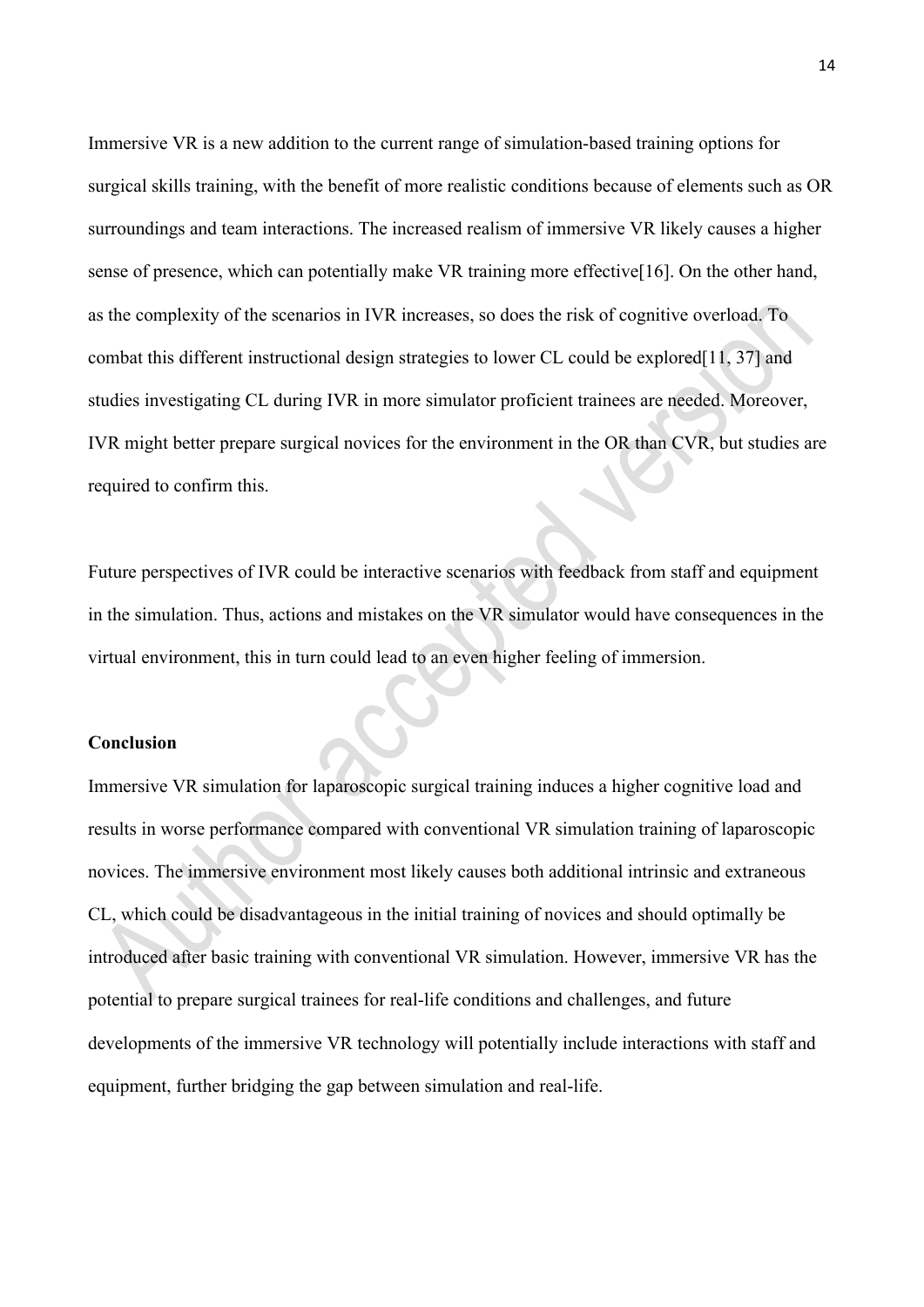Immersive VR is a new addition to the current range of simulation-based training options for surgical skills training, with the benefit of more realistic conditions because of elements such as OR surroundings and team interactions. The increased realism of immersive VR likely causes a higher sense of presence, which can potentially make VR training more effective[16]. On the other hand, as the complexity of the scenarios in IVR increases, so does the risk of cognitive overload. To combat this different instructional design strategies to lower CL could be explored[11, 37] and studies investigating CL during IVR in more simulator proficient trainees are needed. Moreover, IVR might better prepare surgical novices for the environment in the OR than CVR, but studies are required to confirm this.

Future perspectives of IVR could be interactive scenarios with feedback from staff and equipment in the simulation. Thus, actions and mistakes on the VR simulator would have consequences in the virtual environment, this in turn could lead to an even higher feeling of immersion.

## Conclusion

Immersive VR simulation for laparoscopic surgical training induces a higher cognitive load and results in worse performance compared with conventional VR simulation training of laparoscopic novices. The immersive environment most likely causes both additional intrinsic and extraneous CL, which could be disadvantageous in the initial training of novices and should optimally be introduced after basic training with conventional VR simulation. However, immersive VR has the potential to prepare surgical trainees for real-life conditions and challenges, and future developments of the immersive VR technology will potentially include interactions with staff and equipment, further bridging the gap between simulation and real-life.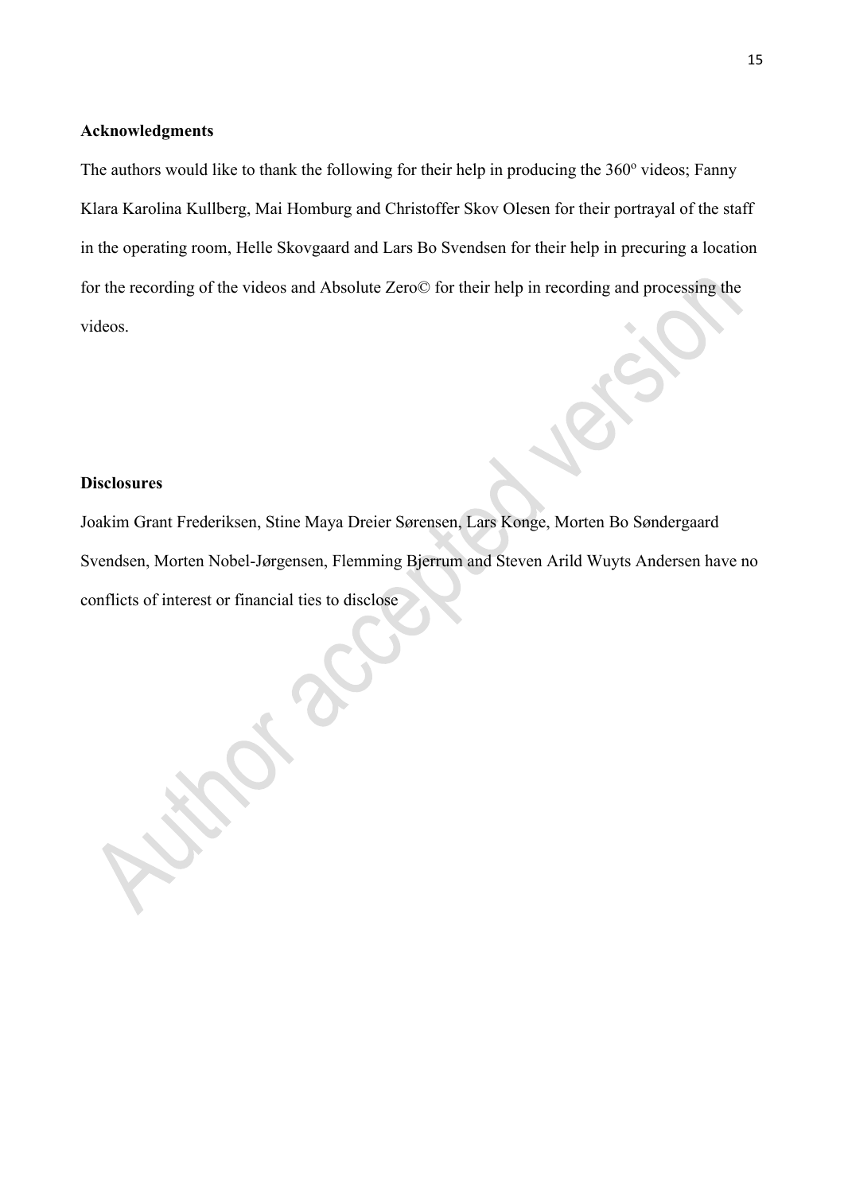**Acknowledgments**

The authors would like to thank the following for their help in producing the 360º videos; Fanny Klara Karolina Kullberg, Mai Homburg and Christoffer Skov Olesen for their portrayal of the staff in the operating room, Helle Skovgaard and Lars Bo Svendsen for their help in precuring a location for the recording of the videos and Absolute Zero© for their help in recording and processing the videos.

**Disclosures**

Joakim Grant Frederiksen, Stine Maya Dreier Sørensen, Lars Konge, Morten Bo Søndergaard Svendsen, Morten Nobel-Jørgensen, Flemming Bjerrum and Steven Arild Wuyts Andersen have no conflicts of interest or financial ties to disclose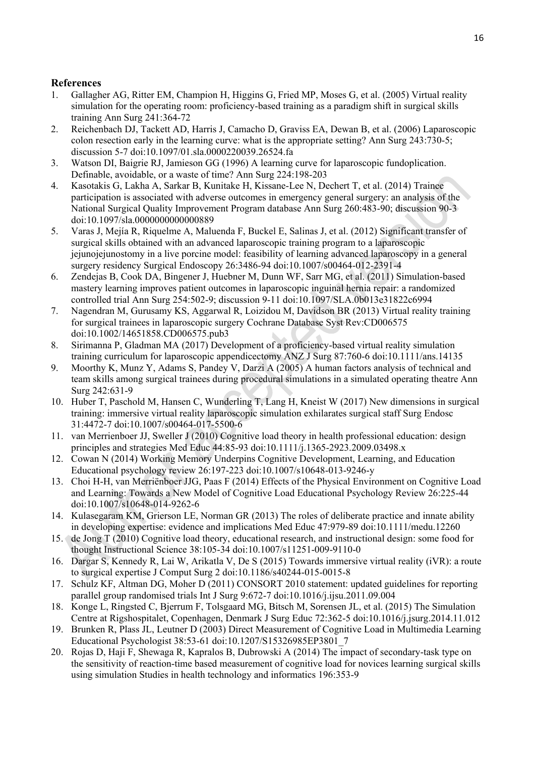## References

1. Gallagher AG, Ritter EM, Champion H, Higgins G, Fried MP, Moses G, et al. (2005) Virtual reality simulation for the operating room: proficiency-based training as a paradigm shift in surgical skills training Ann Surg 241:364-72
2. Reichenbach DJ, Tackett AD, Harris J, Camacho D, Graviss EA, Dewan B, et al. (2006) Laparoscopic colon resection early in the learning curve: what is the appropriate setting? Ann Surg 243:730-5; discussion 5-7 doi:10.1097/01.sla.0000220039.26524.fa
3. Watson DI, Baigrie RJ, Jamieson GG (1996) A learning curve for laparoscopic fundoplication. Definable, avoidable, or a waste of time? Ann Surg 224:198-203
4. Kasotakis G, Lakha A, Sarkar B, Kunitake H, Kissane-Lee N, Dechert T, et al. (2014) Trainee participation is associated with adverse outcomes in emergency general surgery: an analysis of the National Surgical Quality Improvement Program database Ann Surg 260:483-90; discussion 90-3 doi:10.1097/sla.0000000000000889
5. Varas J, Mejía R, Riquelme A, Maluenda F, Buckel E, Salinas J, et al. (2012) Significant transfer of surgical skills obtained with an advanced laparoscopic training program to a laparoscopic jejunojejunostomy in a live porcine model: feasibility of learning advanced laparoscopy in a general surgery residency Surgical Endoscopy 26:3486-94 doi:10.1007/s00464-012-2391-4
6. Zendejas B, Cook DA, Bingener J, Huebner M, Dunn WF, Sarr MG, et al. (2011) Simulation-based mastery learning improves patient outcomes in laparoscopic inguinal hernia repair: a randomized controlled trial Ann Surg 254:502-9; discussion 9-11 doi:10.1097/SLA.0b013e31822c6994
7. Nagendran M, Gurusamy KS, Aggarwal R, Loizidou M, Davidson BR (2013) Virtual reality training for surgical trainees in laparoscopic surgery Cochrane Database Syst Rev:CD006575 doi:10.1002/14651858.CD006575.pub3
8. Sirimanna P, Gladman MA (2017) Development of a proficiency-based virtual reality simulation training curriculum for laparoscopic appendicectomy ANZ J Surg 87:760-6 doi:10.1111/ans.14135
9. Moorthy K, Munz Y, Adams S, Pandey V, Darzi A (2005) A human factors analysis of technical and team skills among surgical trainees during procedural simulations in a simulated operating theatre Ann Surg 242:631-9
10. Huber T, Paschold M, Hansen C, Wunderling T, Lang H, Kneist W (2017) New dimensions in surgical training: immersive virtual reality laparoscopic simulation exhilarates surgical staff Surg Endosc 31:4472-7 doi:10.1007/s00464-017-5500-6
11. van Merrienboer JJ, Sweller J (2010) Cognitive load theory in health professional education: design principles and strategies Med Educ 44:85-93 doi:10.1111/j.1365-2923.2009.03498.x
12. Cowan N (2014) Working Memory Underpins Cognitive Development, Learning, and Education Educational psychology review 26:197-223 doi:10.1007/s10648-013-9246-y
13. Choi H-H, van Merriënboer JJG, Paas F (2014) Effects of the Physical Environment on Cognitive Load and Learning: Towards a New Model of Cognitive Load Educational Psychology Review 26:225-44 doi:10.1007/s10648-014-9262-6
14. Kulasegaram KM, Grierson LE, Norman GR (2013) The roles of deliberate practice and innate ability in developing expertise: evidence and implications Med Educ 47:979-89 doi:10.1111/medu.12260
15. de Jong T (2010) Cognitive load theory, educational research, and instructional design: some food for thought Instructional Science 38:105-34 doi:10.1007/s11251-009-9110-0
16. Dargar S, Kennedy R, Lai W, Arikatla V, De S (2015) Towards immersive virtual reality (iVR): a route to surgical expertise J Comput Surg 2 doi:10.1186/s40244-015-0015-8
17. Schulz KF, Altman DG, Moher D (2011) CONSORT 2010 statement: updated guidelines for reporting parallel group randomised trials Int J Surg 9:672-7 doi:10.1016/j.ijsu.2011.09.004
18. Konge L, Ringsted C, Bjerrum F, Tolsgaard MG, Bitsch M, Sorensen JL, et al. (2015) The Simulation Centre at Rigshospitalet, Copenhagen, Denmark J Surg Educ 72:362-5 doi:10.1016/j.jsurg.2014.11.012
19. Brunken R, Plass JL, Leutner D (2003) Direct Measurement of Cognitive Load in Multimedia Learning Educational Psychologist 38:53-61 doi:10.1207/S15326985EP3801_7
20. Rojas D, Haji F, Shewaga R, Kapralos B, Dubrowski A (2014) The impact of secondary-task type on the sensitivity of reaction-time based measurement of cognitive load for novices learning surgical skills using simulation Studies in health technology and informatics 196:353-9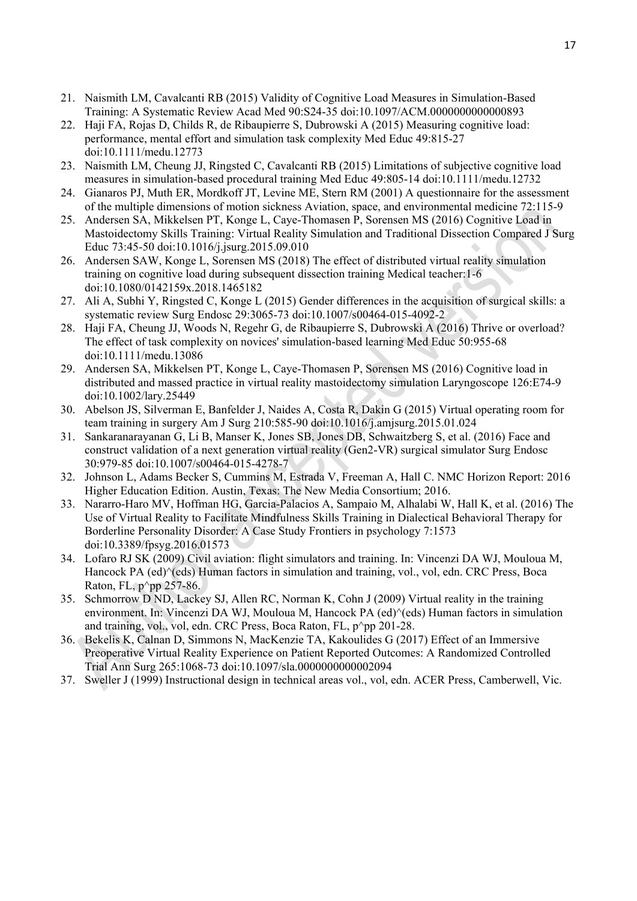21. Naismith LM, Cavalcanti RB (2015) Validity of Cognitive Load Measures in Simulation-Based Training: A Systematic Review Acad Med 90:S24-35 doi:10.1097/ACM.0000000000000893
22. Haji FA, Rojas D, Childs R, de Ribaupierre S, Dubrowski A (2015) Measuring cognitive load: performance, mental effort and simulation task complexity Med Educ 49:815-27 doi:10.1111/medu.12773
23. Naismith LM, Cheung JJ, Ringsted C, Cavalcanti RB (2015) Limitations of subjective cognitive load measures in simulation-based procedural training Med Educ 49:805-14 doi:10.1111/medu.12732
24. Gianaros PJ, Muth ER, Mordkoff JT, Levine ME, Stern RM (2001) A questionnaire for the assessment of the multiple dimensions of motion sickness Aviation, space, and environmental medicine 72:115-9
25. Andersen SA, Mikkelsen PT, Konge L, Caye-Thomasen P, Sorensen MS (2016) Cognitive Load in Mastoidectomy Skills Training: Virtual Reality Simulation and Traditional Dissection Compared J Surg Educ 73:45-50 doi:10.1016/j.jsurg.2015.09.010
26. Andersen SAW, Konge L, Sorensen MS (2018) The effect of distributed virtual reality simulation training on cognitive load during subsequent dissection training Medical teacher:1-6 doi:10.1080/0142159x.2018.1465182
27. Ali A, Subhi Y, Ringsted C, Konge L (2015) Gender differences in the acquisition of surgical skills: a systematic review Surg Endosc 29:3065-73 doi:10.1007/s00464-015-4092-2
28. Haji FA, Cheung JJ, Woods N, Regehr G, de Ribaupierre S, Dubrowski A (2016) Thrive or overload? The effect of task complexity on novices' simulation-based learning Med Educ 50:955-68 doi:10.1111/medu.13086
29. Andersen SA, Mikkelsen PT, Konge L, Caye-Thomasen P, Sorensen MS (2016) Cognitive load in distributed and massed practice in virtual reality mastoidectomy simulation Laryngoscope 126:E74-9 doi:10.1002/lary.25449
30. Abelson JS, Silverman E, Banfelder J, Naides A, Costa R, Dakin G (2015) Virtual operating room for team training in surgery Am J Surg 210:585-90 doi:10.1016/j.amjsurg.2015.01.024
31. Sankaranarayanan G, Li B, Manser K, Jones SB, Jones DB, Schwaitzberg S, et al. (2016) Face and construct validation of a next generation virtual reality (Gen2-VR) surgical simulator Surg Endosc 30:979-85 doi:10.1007/s00464-015-4278-7
32. Johnson L, Adams Becker S, Cummins M, Estrada V, Freeman A, Hall C. NMC Horizon Report: 2016 Higher Education Edition. Austin, Texas: The New Media Consortium; 2016.
33. Nararro-Haro MV, Hoffman HG, Garcia-Palacios A, Sampaio M, Alhalabi W, Hall K, et al. (2016) The Use of Virtual Reality to Facilitate Mindfulness Skills Training in Dialectical Behavioral Therapy for Borderline Personality Disorder: A Case Study Frontiers in psychology 7:1573 doi:10.3389/fpsyg.2016.01573
34. Lofaro RJ SK (2009) Civil aviation: flight simulators and training. In: Vincenzi DA WJ, Mouloua M, Hancock PA (ed)^(eds) Human factors in simulation and training, vol., vol, edn. CRC Press, Boca Raton, FL, p^pp 257-86.
35. Schmorrow D ND, Lackey SJ, Allen RC, Norman K, Cohn J (2009) Virtual reality in the training environment. In: Vincenzi DA WJ, Mouloua M, Hancock PA (ed)^(eds) Human factors in simulation and training, vol., vol, edn. CRC Press, Boca Raton, FL, p^pp 201-28.
36. Bekelis K, Calnan D, Simmons N, MacKenzie TA, Kakoulides G (2017) Effect of an Immersive Preoperative Virtual Reality Experience on Patient Reported Outcomes: A Randomized Controlled Trial Ann Surg 265:1068-73 doi:10.1097/sla.0000000000002094
37. Sweller J (1999) Instructional design in technical areas vol., vol, edn. ACER Press, Camberwell, Vic.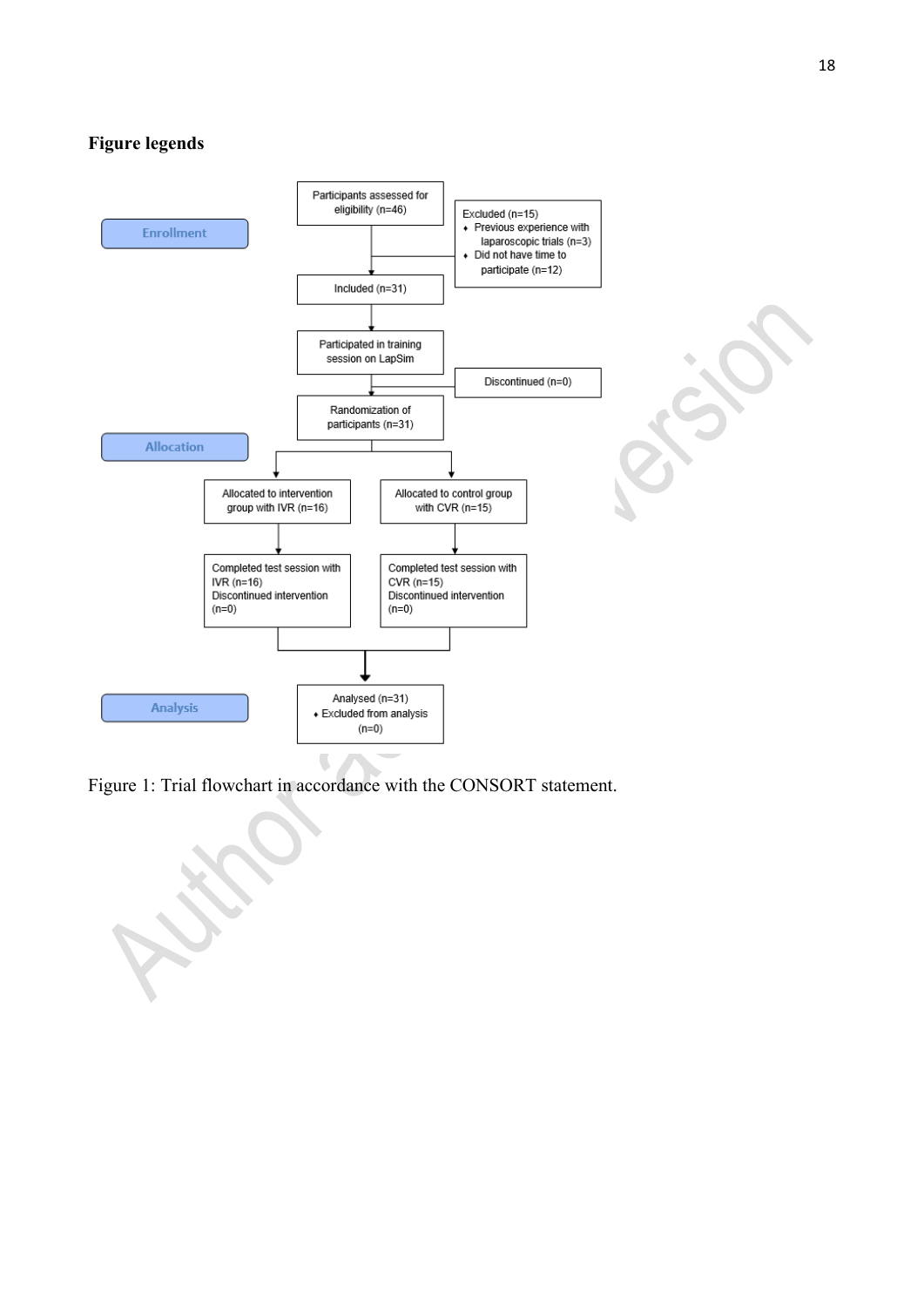**Figure legends**

**Enrollment**

Participants assessed for eligibility (n=46)

Excluded (n=15)
- Previous experience with laparoscopic trials (n=3)
- Did not have time to participate (n=12)

Included (n=31)

Participated in training session on LapSim

Discontinued (n=0)

Randomization of participants (n=31)

**Allocation**

Allocated to intervention group with IVR (n=16)

Allocated to control group with CVR (n=15)

Completed test session with IVR (n=16)
Discontinued intervention (n=0)

Completed test session with CVR (n=15)
Discontinued intervention (n=0)

**Analysis**

Analysed (n=31)
- Excluded from analysis (n=0)

Figure 1: Trial flowchart in accordance with the CONSORT statement.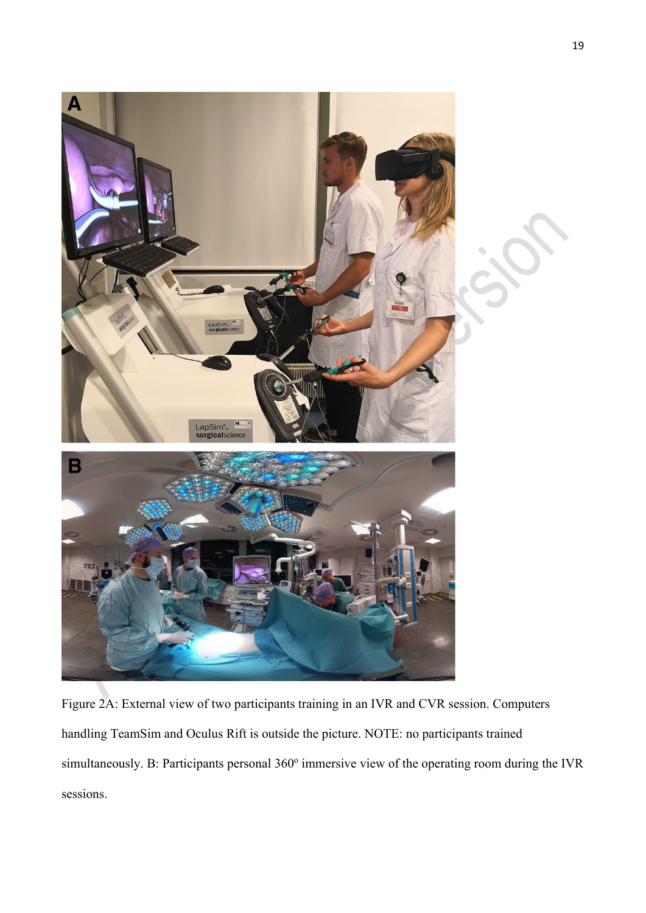Figure 2A: External view of two participants training in an IVR and CVR session. Computers handling TeamSim and Oculus Rift is outside the picture. NOTE: no participants trained simultaneously. B: Participants personal 360$^{o}$ immersive view of the operating room during the IVR sessions.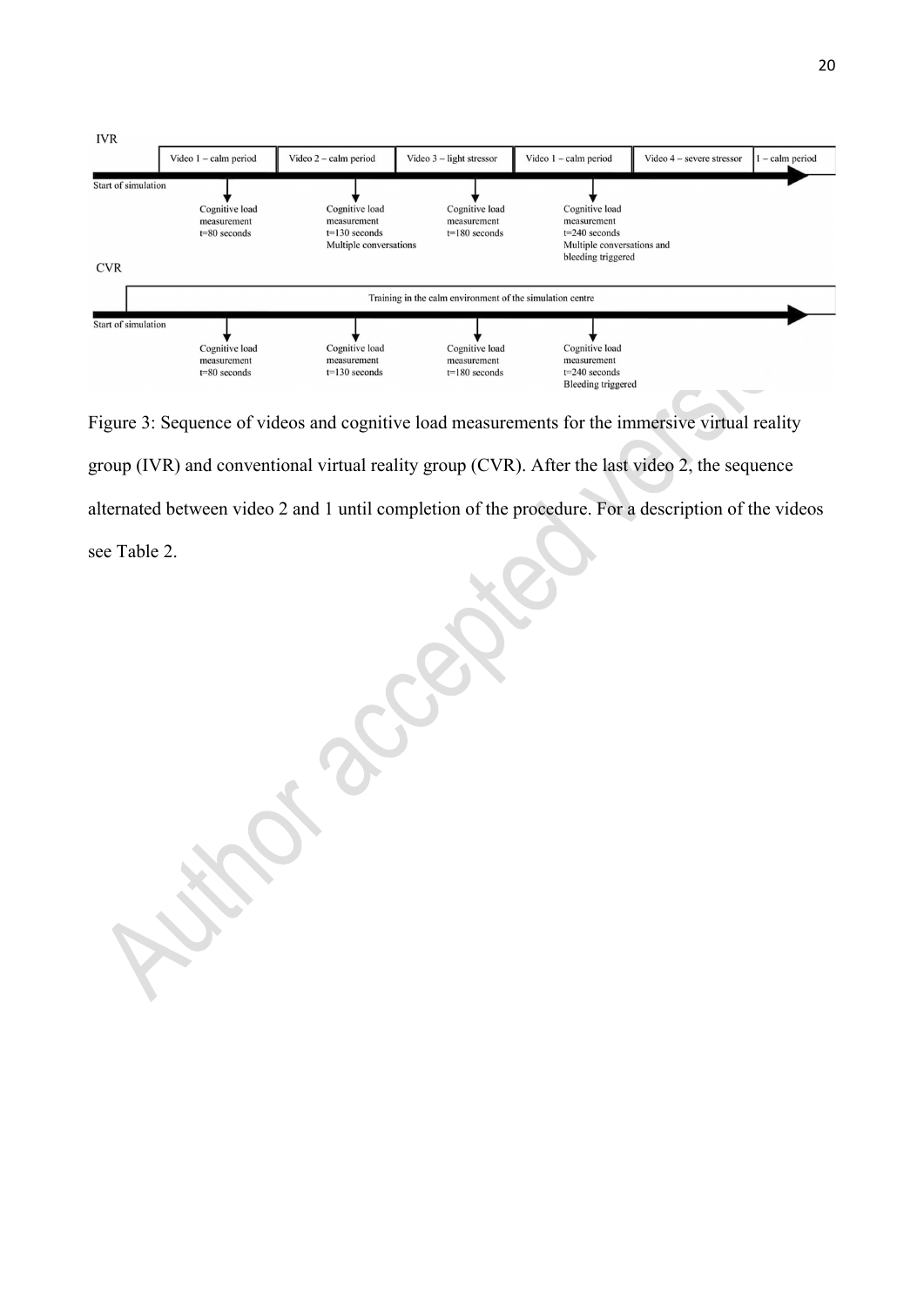IVR

| Video 1 – calm period | Video 2 – calm period | Video 3 – light stressor | Video 1 – calm period | Video 4 – severe stressor | 1 – calm period |
| --- | --- | --- | --- | --- | --- |

Start of simulation

- Cognitive load measurement t=80 seconds
- Cognitive load measurement t=130 seconds Multiple conversations
- Cognitive load measurement t=180 seconds
- Cognitive load measurement t=240 seconds Multiple conversations and bleeding triggered

CVR

Training in the calm environment of the simulation centre

Start of simulation

- Cognitive load measurement t=80 seconds
- Cognitive load measurement t=130 seconds
- Cognitive load measurement t=180 seconds
- Cognitive load measurement t=240 seconds Bleeding triggered

Figure 3: Sequence of videos and cognitive load measurements for the immersive virtual reality group (IVR) and conventional virtual reality group (CVR). After the last video 2, the sequence alternated between video 2 and 1 until completion of the procedure. For a description of the videos see Table 2.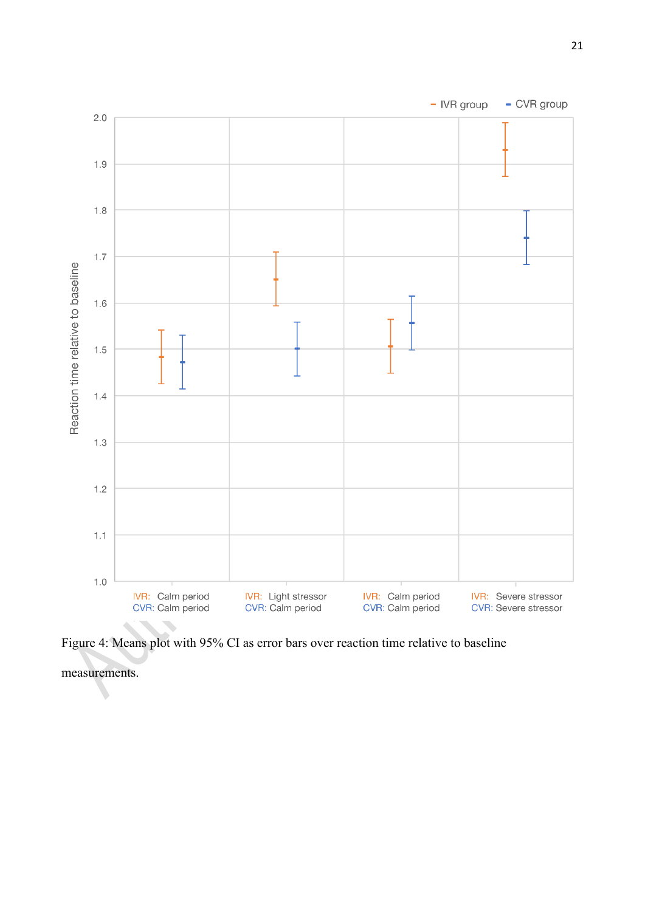Figure 4: Means plot with 95% CI as error bars over reaction time relative to baseline measurements.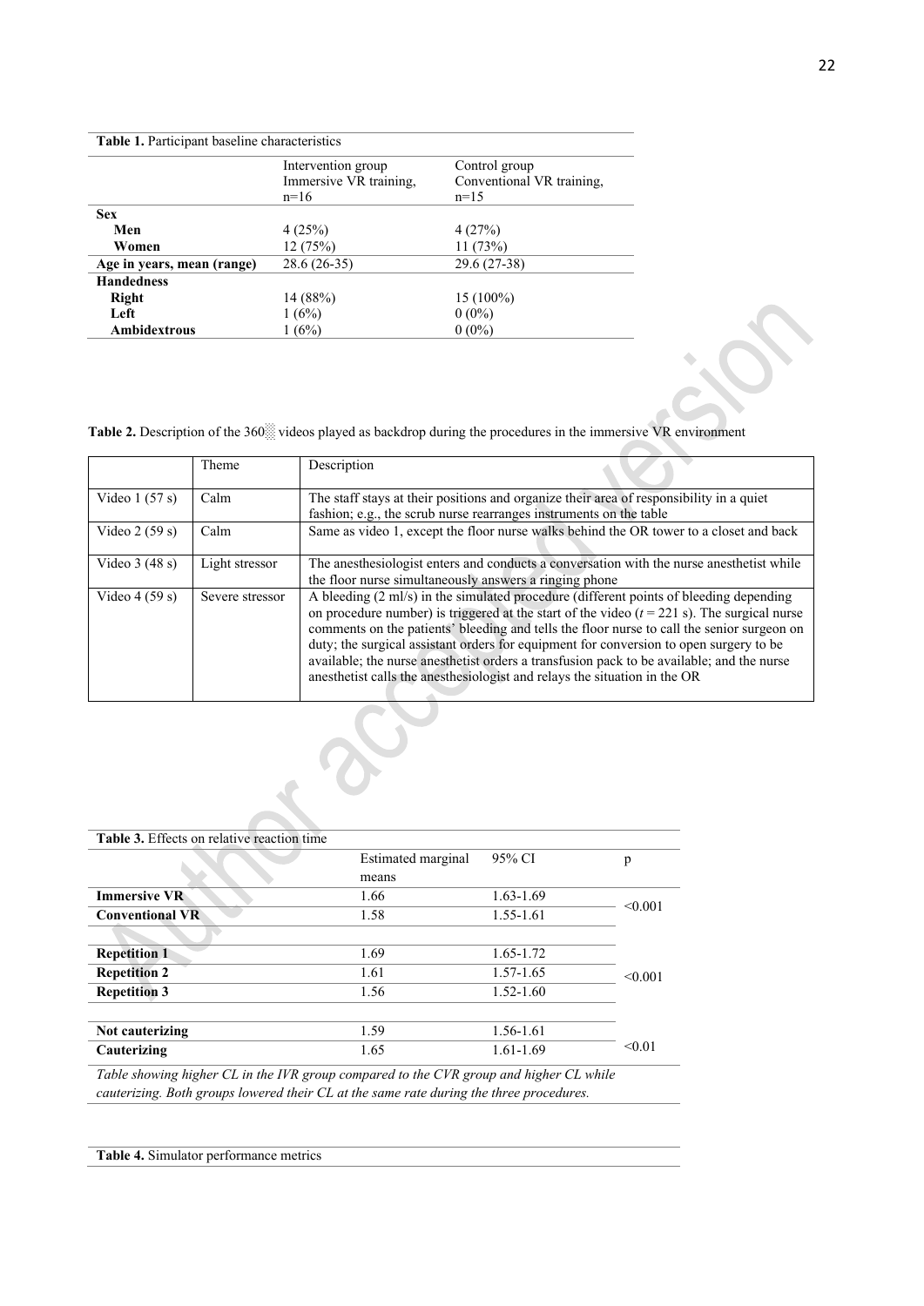**Table 1.** Participant baseline characteristics

| | Intervention group Immersive VR training, n=16 | Control group Conventional VR training, n=15 |
|---|---|---|
| **Sex** | | |
| **Men** | 4 (25%) | 4 (27%) |
| **Women** | 12 (75%) | 11 (73%) |
| **Age in years, mean (range)** | 28.6 (26-35) | 29.6 (27-38) |
| **Handedness** | | |
| **Right** | 14 (88%) | 15 (100%) |
| **Left** | 1 (6%) | 0 (0%) |
| **Ambidextrous** | 1 (6%) | 0 (0%) |

**Table 2.** Description of the 360░ videos played as backdrop during the procedures in the immersive VR environment

| | Theme | Description |
|---|---|---|
| Video 1 (57 s) | Calm | The staff stays at their positions and organize their area of responsibility in a quiet fashion; e.g., the scrub nurse rearranges instruments on the table |
| Video 2 (59 s) | Calm | Same as video 1, except the floor nurse walks behind the OR tower to a closet and back |
| Video 3 (48 s) | Light stressor | The anesthesiologist enters and conducts a conversation with the nurse anesthetist while the floor nurse simultaneously answers a ringing phone |
| Video 4 (59 s) | Severe stressor | A bleeding (2 ml/s) in the simulated procedure (different points of bleeding depending on procedure number) is triggered at the start of the video ($t = 221$ s). The surgical nurse comments on the patients' bleeding and tells the floor nurse to call the senior surgeon on duty; the surgical assistant orders for equipment for conversion to open surgery to be available; the nurse anesthetist orders a transfusion pack to be available; and the nurse anesthetist calls the anesthesiologist and relays the situation in the OR |

**Table 3.** Effects on relative reaction time

| | Estimated marginal means | 95% CI | p |
|---|---|---|---|
| **Immersive VR** | 1.66 | 1.63-1.69 | <0.001 |
| **Conventional VR** | 1.58 | 1.55-1.61 | |
| | | | |
| **Repetition 1** | 1.69 | 1.65-1.72 | <0.001 |
| **Repetition 2** | 1.61 | 1.57-1.65 | |
| **Repetition 3** | 1.56 | 1.52-1.60 | |
| | | | |
| **Not cauterizing** | 1.59 | 1.56-1.61 | <0.01 |
| **Cauterizing** | 1.65 | 1.61-1.69 | |

*Table showing higher CL in the IVR group compared to the CVR group and higher CL while cauterizing. Both groups lowered their CL at the same rate during the three procedures.*

**Table 4.** Simulator performance metrics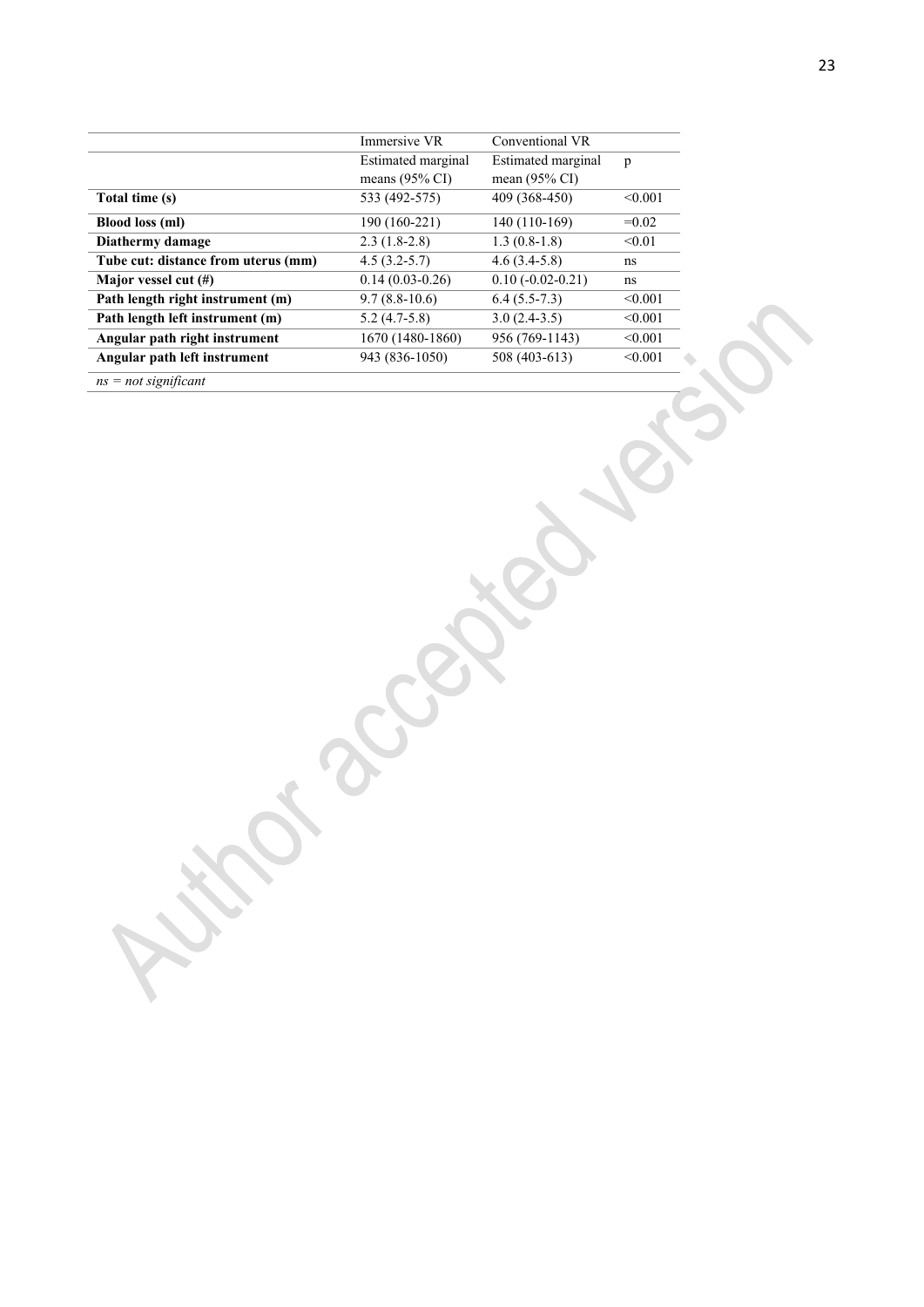| | Immersive VR | Conventional VR | |
|---|---|---|---|
| | Estimated marginal means (95% CI) | Estimated marginal mean (95% CI) | p |
| **Total time (s)** | 533 (492-575) | 409 (368-450) | <0.001 |
| **Blood loss (ml)** | 190 (160-221) | 140 (110-169) | =0.02 |
| **Diathermy damage** | 2.3 (1.8-2.8) | 1.3 (0.8-1.8) | <0.01 |
| **Tube cut: distance from uterus (mm)** | 4.5 (3.2-5.7) | 4.6 (3.4-5.8) | ns |
| **Major vessel cut (#)** | 0.14 (0.03-0.26) | 0.10 (-0.02-0.21) | ns |
| **Path length right instrument (m)** | 9.7 (8.8-10.6) | 6.4 (5.5-7.3) | <0.001 |
| **Path length left instrument (m)** | 5.2 (4.7-5.8) | 3.0 (2.4-3.5) | <0.001 |
| **Angular path right instrument** | 1670 (1480-1860) | 956 (769-1143) | <0.001 |
| **Angular path left instrument** | 943 (836-1050) | 508 (403-613) | <0.001 |

*ns = not significant*